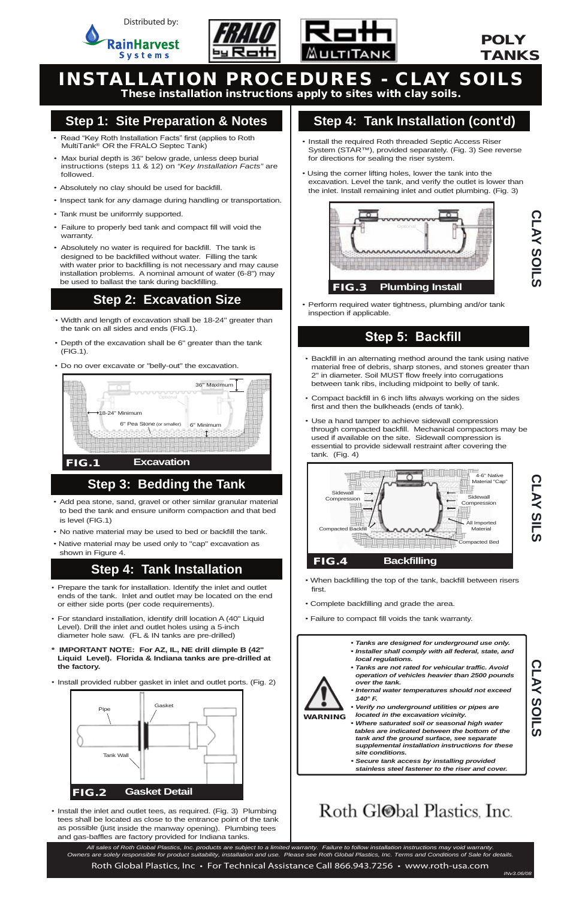Distributed by: RainHarvest Systems

FRALO by Roth | Roth MULTITANK

# POLY TANKS

# INSTALLATION PROCEDURES - CLAY SOILS

**These installation instructions apply to sites with clay soils.**

## Step 1: Site Preparation & Notes

- Read "Key Roth Installation Facts" first (applies to Roth MultiTank® OR the FRALO Septec Tank)
- Max burial depth is 36" below grade, unless deep burial instructions (steps 11 & 12) on *"Key Installation Facts"* are followed.
- Absolutely no clay should be used for backfill.
- Inspect tank for any damage during handling or transportation.
- Tank must be uniformly supported.
- Failure to properly bed tank and compact fill will void the warranty.
- Absolutely no water is required for backfill. The tank is designed to be backfilled without water. Filling the tank with water prior to backfilling is not necessary and may cause installation problems. A nominal amount of water (6-8") may be used to ballast the tank during backfilling.

## Step 2: Excavation Size

- Width and length of excavation shall be 18-24" greater than the tank on all sides and ends (FIG.1).
- Depth of the excavation shall be 6" greater than the tank (FIG.1).
- Do no over excavate or "belly-out" the excavation.

36" Maximum · Optional · 18-24" Minimum · 6" Pea Stone (or smaller) · 6" Minimum

**FIG.1 Excavation**

## Step 3: Bedding the Tank

- Add pea stone, sand, gravel or other similar granular material to bed the tank and ensure uniform compaction and that bed is level (FIG.1)
- No native material may be used to bed or backfill the tank.
- Native material may be used only to "cap" excavation as shown in Figure 4.

## Step 4: Tank Installation

- Prepare the tank for installation. Identify the inlet and outlet ends of the tank. Inlet and outlet may be located on the end or either side ports (per code requirements).
- For standard installation, identify drill location A (40" Liquid Level). Drill the inlet and outlet holes using a 5-inch diameter hole saw. (FL & IN tanks are pre-drilled)

**\* IMPORTANT NOTE: For AZ, IL, NE drill dimple B (42" Liquid Level). Florida & Indiana tanks are pre-drilled at the factory.**

- Install provided rubber gasket in inlet and outlet ports. (Fig. 2)

Pipe · Gasket · Tank Wall

**FIG.2 Gasket Detail**

- Install the inlet and outlet tees, as required. (Fig. 3) Plumbing tees shall be located as close to the entrance point of the tank as possible (just inside the manway opening). Plumbing tees and gas-baffles are factory provided for Indiana tanks.

## Step 4: Tank Installation (cont'd)

- Install the required Roth threaded Septic Access Riser System (STAR™), provided separately. (Fig. 3) See reverse for directions for sealing the riser system.
- Using the corner lifting holes, lower the tank into the excavation. Level the tank, and verify the outlet is lower than the inlet. Install remaining inlet and outlet plumbing. (Fig. 3)

Optional

**FIG.3 Plumbing Install**

- Perform required water tightness, plumbing and/or tank inspection if applicable.

## Step 5: Backfill

- Backfill in an alternating method around the tank using native material free of debris, sharp stones, and stones greater than 2" in diameter. Soil MUST flow freely into corrugations between tank ribs, including midpoint to belly of tank.
- Compact backfill in 6 inch lifts always working on the sides first and then the bulkheads (ends of tank).
- Use a hand tamper to achieve sidewall compression through compacted backfill. Mechanical compactors may be used if available on the site. Sidewall compression is essential to provide sidewall restraint after covering the tank. (Fig. 4)

Sidewall Compression · 4-6" Native Material "Cap" · Sidewall Compression · Compacted Backfill · All Imported Material · Compacted Bed

**FIG.4 Backfilling**

- When backfilling the top of the tank, backfill between risers first.
- Complete backfilling and grade the area.
- Failure to compact fill voids the tank warranty.

**WARNING**

- ***Tanks are designed for underground use only.***
- ***Installer shall comply with all federal, state, and local regulations.***
- ***Tanks are not rated for vehicular traffic. Avoid operation of vehicles heavier than 2500 pounds over the tank.***
- ***Internal water temperatures should not exceed 140° F.***
- ***Verify no underground utilities or pipes are located in the excavation vicinity.***
- ***Where saturated soil or seasonal high water tables are indicated between the bottom of the tank and the ground surface, see separate supplemental installation instructions for these site conditions.***
- ***Secure tank access by installing provided stainless steel fastener to the riser and cover.***

CLAY SOILS

Roth Global Plastics, Inc.

*All sales of Roth Global Plastics, Inc. products are subject to a limited warranty. Failure to follow installation instructions may void warranty. Owners are solely responsible for product suitability, installation and use. Please see Roth Global Plastics, Inc. Terms and Conditions of Sale for details.*

Roth Global Plastics, Inc • For Technical Assistance Call 866.943.7256 • www.roth-usa.com

*INv3.06/08*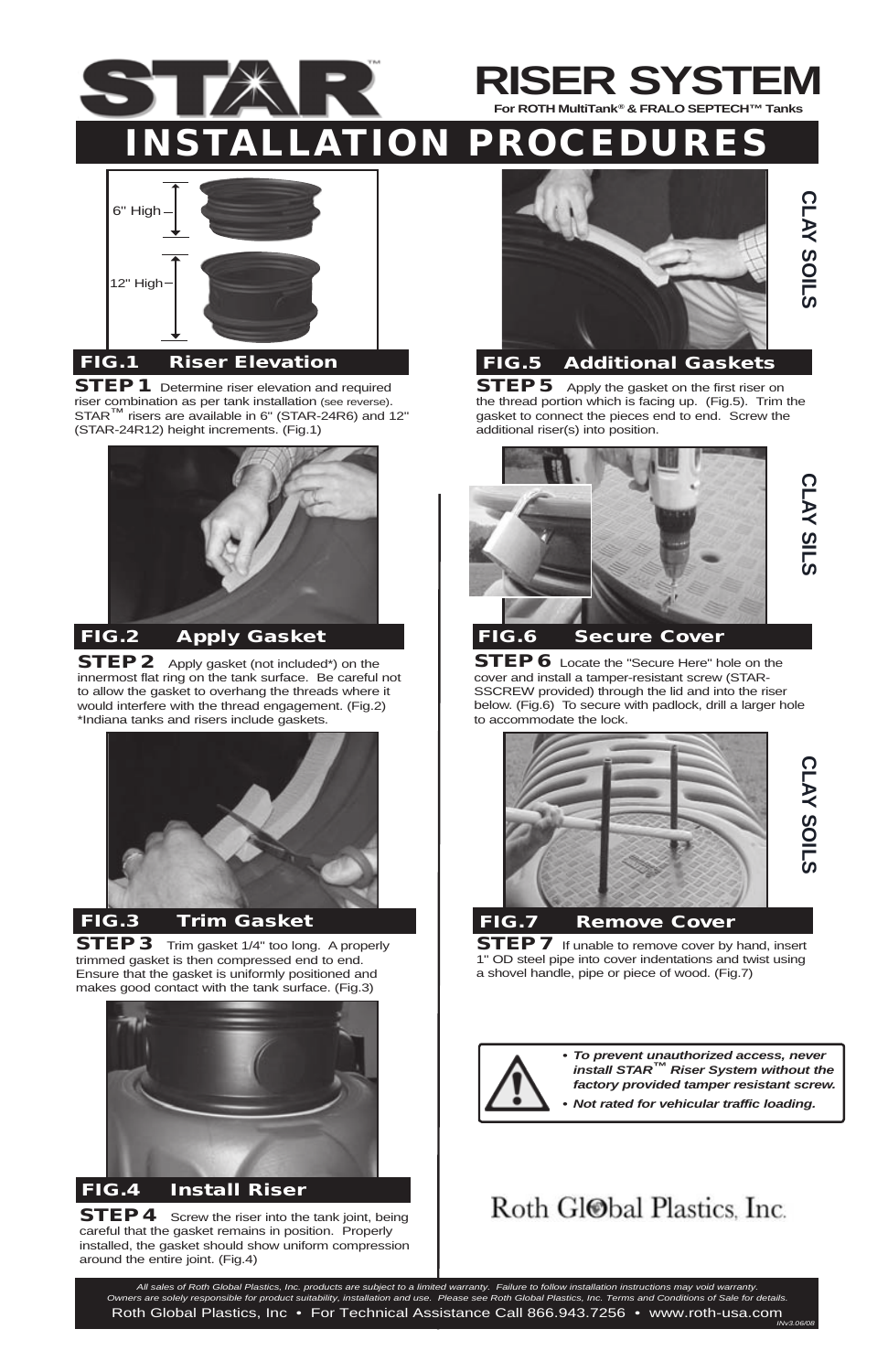# STAR™ RISER SYSTEM

**For ROTH MultiTank® & FRALO SEPTECH™ Tanks**

# INSTALLATION PROCEDURES

6" High

12" High

**FIG.1 Riser Elevation**

**STEP 1** Determine riser elevation and required riser combination as per tank installation (see reverse). STAR™ risers are available in 6" (STAR-24R6) and 12" (STAR-24R12) height increments. (Fig.1)

**FIG.2 Apply Gasket**

**STEP 2** Apply gasket (not included*) on the innermost flat ring on the tank surface. Be careful not to allow the gasket to overhang the threads where it would interfere with the thread engagement. (Fig.2)
*Indiana tanks and risers include gaskets.

**FIG.3 Trim Gasket**

**STEP 3** Trim gasket 1/4" too long. A properly trimmed gasket is then compressed end to end. Ensure that the gasket is uniformly positioned and makes good contact with the tank surface. (Fig.3)

**FIG.4 Install Riser**

**STEP 4** Screw the riser into the tank joint, being careful that the gasket remains in position. Properly installed, the gasket should show uniform compression around the entire joint. (Fig.4)

CLAY SOILS

**FIG.5 Additional Gaskets**

**STEP 5** Apply the gasket on the first riser on the thread portion which is facing up. (Fig.5). Trim the gasket to connect the pieces end to end. Screw the additional riser(s) into position.

CLAY SILS

**FIG.6 Secure Cover**

**STEP 6** Locate the "Secure Here" hole on the cover and install a tamper-resistant screw (STAR-SSCREW provided) through the lid and into the riser below. (Fig.6) To secure with padlock, drill a larger hole to accommodate the lock.

CLAY SOILS

**FIG.7 Remove Cover**

**STEP 7** If unable to remove cover by hand, insert 1" OD steel pipe into cover indentations and twist using a shovel handle, pipe or piece of wood. (Fig.7)

- ***To prevent unauthorized access, never install STAR™ Riser System without the factory provided tamper resistant screw.***
- ***Not rated for vehicular traffic loading.***

Roth Global Plastics, Inc.

*All sales of Roth Global Plastics, Inc. products are subject to a limited warranty. Failure to follow installation instructions may void warranty. Owners are solely responsible for product suitability, installation and use. Please see Roth Global Plastics, Inc. Terms and Conditions of Sale for details.*

Roth Global Plastics, Inc • For Technical Assistance Call 866.943.7256 • www.roth-usa.com

INv3.06/08